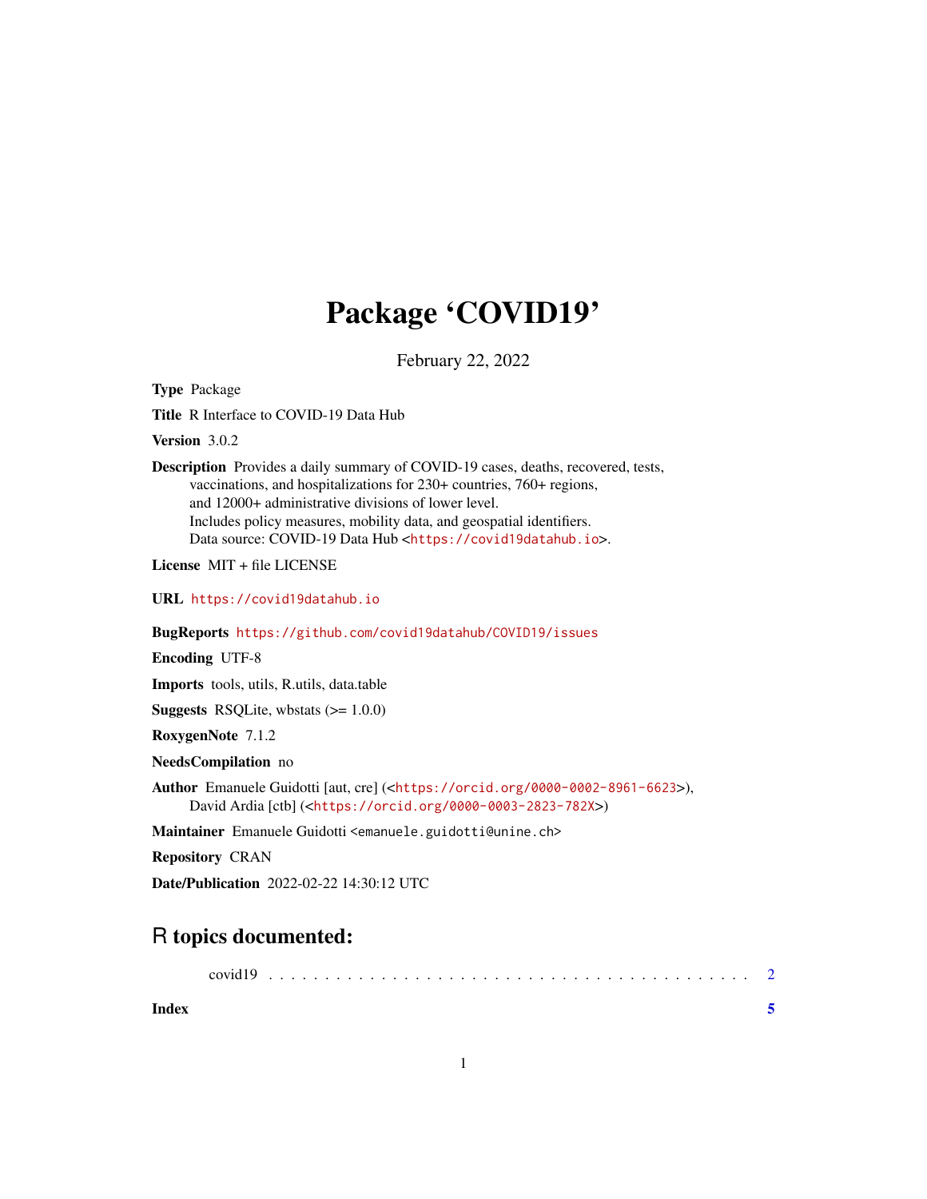# Package 'COVID19'

February 22, 2022

**Type** Package

**Title** R Interface to COVID-19 Data Hub

**Version** 3.0.2

**Description** Provides a daily summary of COVID-19 cases, deaths, recovered, tests, vaccinations, and hospitalizations for 230+ countries, 760+ regions, and 12000+ administrative divisions of lower level. Includes policy measures, mobility data, and geospatial identifiers. Data source: COVID-19 Data Hub <https://covid19datahub.io>.

**License** MIT + file LICENSE

**URL** https://covid19datahub.io

**BugReports** https://github.com/covid19datahub/COVID19/issues

**Encoding** UTF-8

**Imports** tools, utils, R.utils, data.table

**Suggests** RSQLite, wbstats (>= 1.0.0)

**RoxygenNote** 7.1.2

**NeedsCompilation** no

**Author** Emanuele Guidotti [aut, cre] (<https://orcid.org/0000-0002-8961-6623>), David Ardia [ctb] (<https://orcid.org/0000-0003-2823-782X>)

**Maintainer** Emanuele Guidotti <emanuele.guidotti@unine.ch>

**Repository** CRAN

**Date/Publication** 2022-02-22 14:30:12 UTC

## R topics documented:

covid19 . . . . . . . . . . . . . . . . . . . . . . . . . . . . . . . . . . . . . . . . . 2

**Index** **5**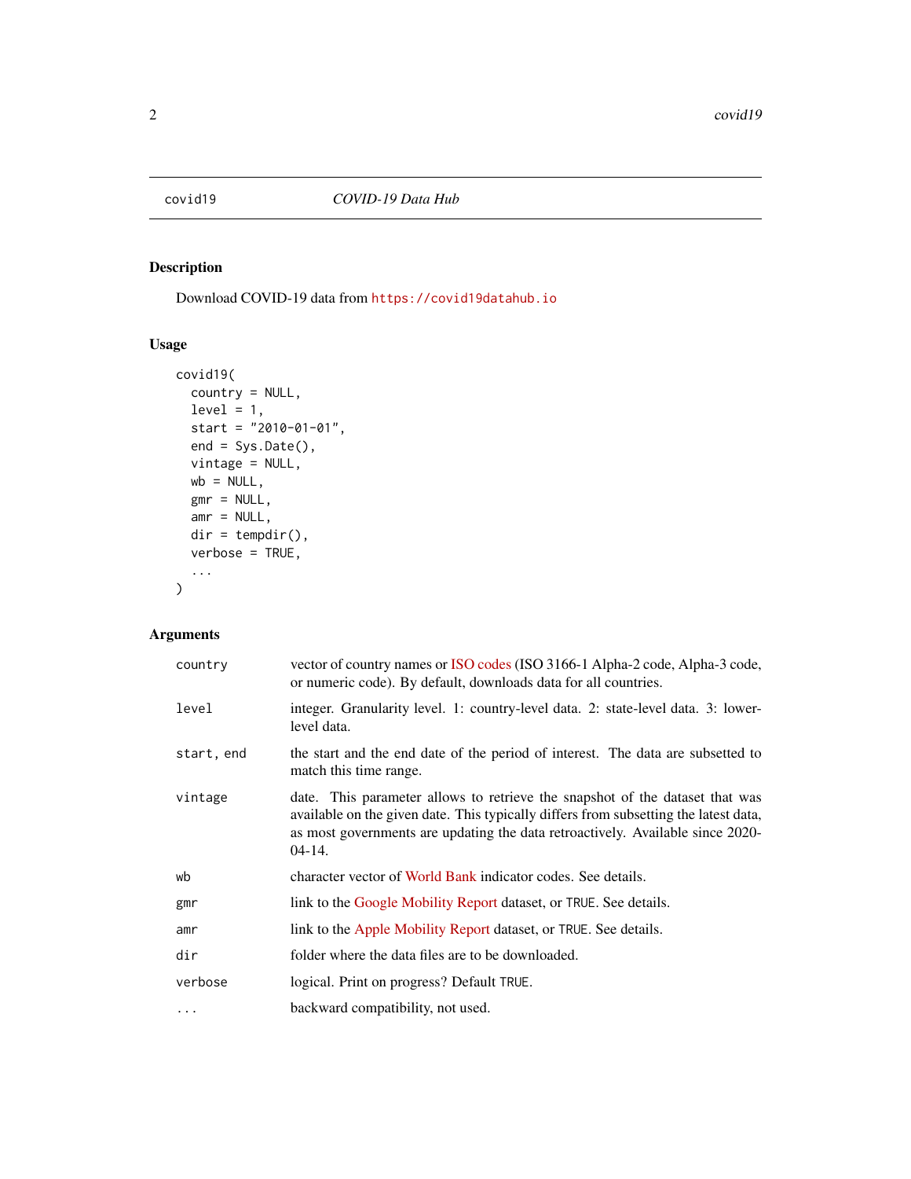covid19 — *COVID-19 Data Hub*

## Description

Download COVID-19 data from https://covid19datahub.io

## Usage

```
covid19(
  country = NULL,
  level = 1,
  start = "2010-01-01",
  end = Sys.Date(),
  vintage = NULL,
  wb = NULL,
  gmr = NULL,
  amr = NULL,
  dir = tempdir(),
  verbose = TRUE,
  ...
)
```

## Arguments

| Argument | Description |
| --- | --- |
| `country` | vector of country names or ISO codes (ISO 3166-1 Alpha-2 code, Alpha-3 code, or numeric code). By default, downloads data for all countries. |
| `level` | integer. Granularity level. 1: country-level data. 2: state-level data. 3: lower-level data. |
| `start, end` | the start and the end date of the period of interest. The data are subsetted to match this time range. |
| `vintage` | date. This parameter allows to retrieve the snapshot of the dataset that was available on the given date. This typically differs from subsetting the latest data, as most governments are updating the data retroactively. Available since 2020-04-14. |
| `wb` | character vector of World Bank indicator codes. See details. |
| `gmr` | link to the Google Mobility Report dataset, or `TRUE`. See details. |
| `amr` | link to the Apple Mobility Report dataset, or `TRUE`. See details. |
| `dir` | folder where the data files are to be downloaded. |
| `verbose` | logical. Print on progress? Default `TRUE`. |
| `...` | backward compatibility, not used. |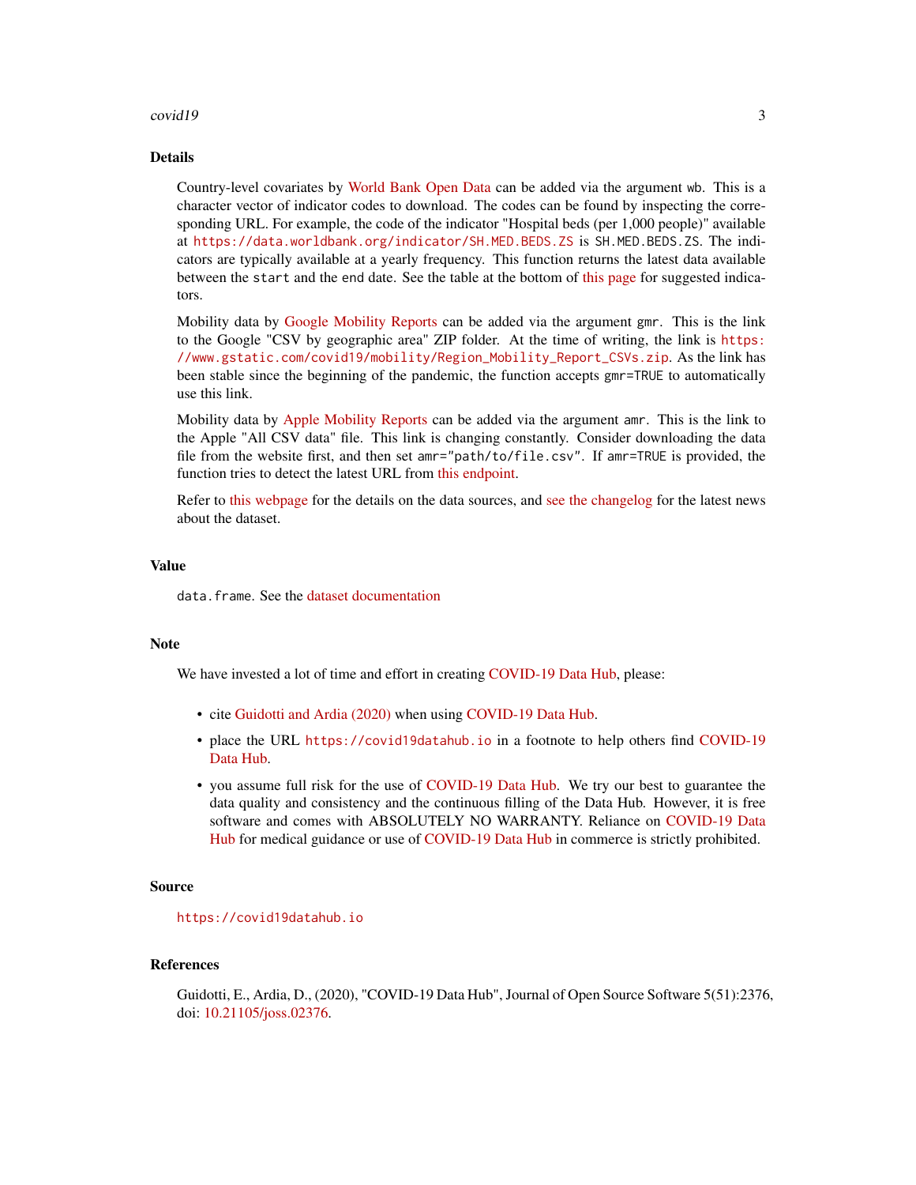### Details

Country-level covariates by World Bank Open Data can be added via the argument `wb`. This is a character vector of indicator codes to download. The codes can be found by inspecting the corresponding URL. For example, the code of the indicator "Hospital beds (per 1,000 people)" available at https://data.worldbank.org/indicator/SH.MED.BEDS.ZS is `SH.MED.BEDS.ZS`. The indicators are typically available at a yearly frequency. This function returns the latest data available between the `start` and the `end` date. See the table at the bottom of this page for suggested indicators.

Mobility data by Google Mobility Reports can be added via the argument `gmr`. This is the link to the Google "CSV by geographic area" ZIP folder. At the time of writing, the link is https://www.gstatic.com/covid19/mobility/Region_Mobility_Report_CSVs.zip. As the link has been stable since the beginning of the pandemic, the function accepts `gmr=TRUE` to automatically use this link.

Mobility data by Apple Mobility Reports can be added via the argument `amr`. This is the link to the Apple "All CSV data" file. This link is changing constantly. Consider downloading the data file from the website first, and then set `amr="path/to/file.csv"`. If `amr=TRUE` is provided, the function tries to detect the latest URL from this endpoint.

Refer to this webpage for the details on the data sources, and see the changelog for the latest news about the dataset.

### Value

`data.frame`. See the dataset documentation

### Note

We have invested a lot of time and effort in creating COVID-19 Data Hub, please:

- cite Guidotti and Ardia (2020) when using COVID-19 Data Hub.
- place the URL https://covid19datahub.io in a footnote to help others find COVID-19 Data Hub.
- you assume full risk for the use of COVID-19 Data Hub. We try our best to guarantee the data quality and consistency and the continuous filling of the Data Hub. However, it is free software and comes with ABSOLUTELY NO WARRANTY. Reliance on COVID-19 Data Hub for medical guidance or use of COVID-19 Data Hub in commerce is strictly prohibited.

### Source

https://covid19datahub.io

### References

Guidotti, E., Ardia, D., (2020), "COVID-19 Data Hub", Journal of Open Source Software 5(51):2376, doi: 10.21105/joss.02376.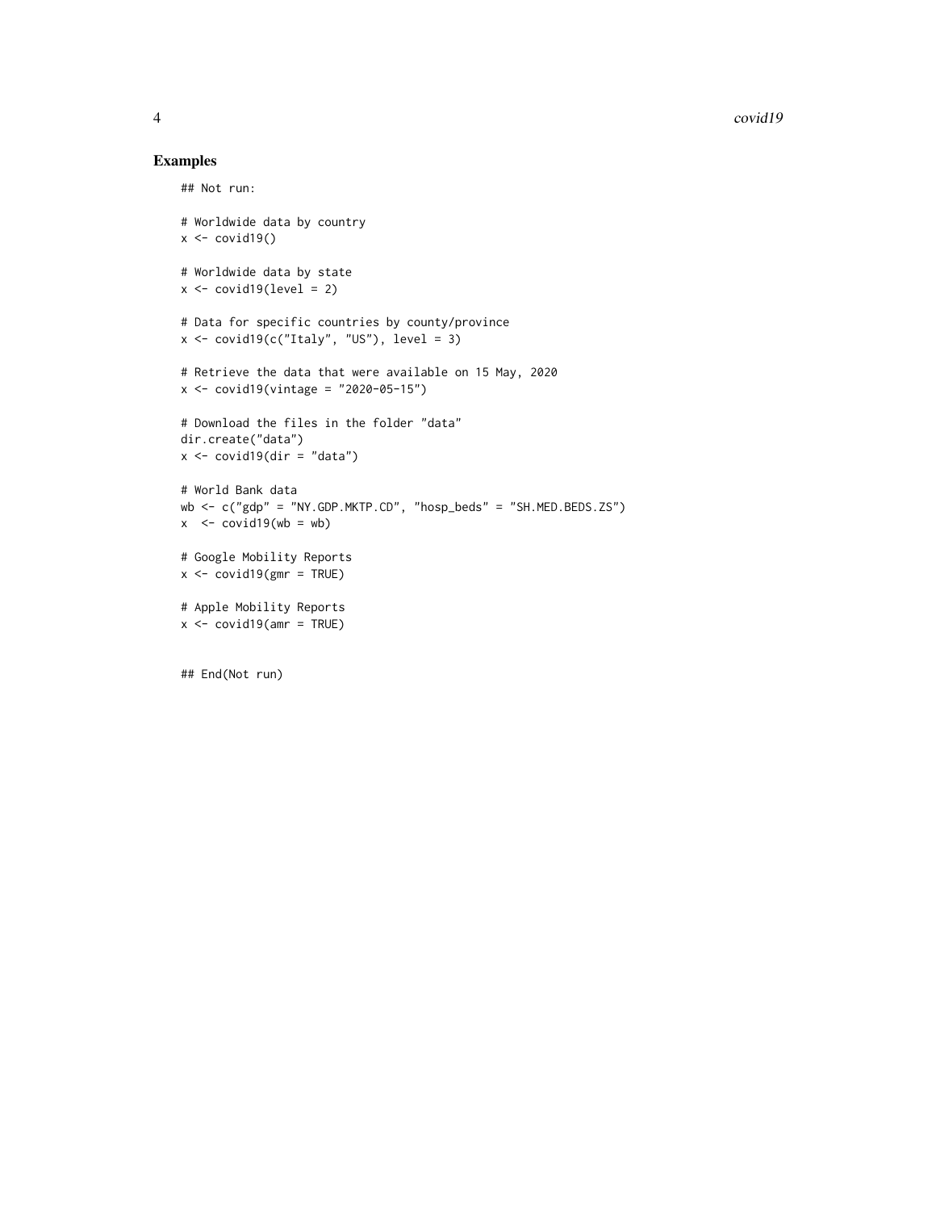## Examples

```
## Not run:

# Worldwide data by country
x <- covid19()

# Worldwide data by state
x <- covid19(level = 2)

# Data for specific countries by county/province
x <- covid19(c("Italy", "US"), level = 3)

# Retrieve the data that were available on 15 May, 2020
x <- covid19(vintage = "2020-05-15")

# Download the files in the folder "data"
dir.create("data")
x <- covid19(dir = "data")

# World Bank data
wb <- c("gdp" = "NY.GDP.MKTP.CD", "hosp_beds" = "SH.MED.BEDS.ZS")
x  <- covid19(wb = wb)

# Google Mobility Reports
x <- covid19(gmr = TRUE)

# Apple Mobility Reports
x <- covid19(amr = TRUE)


## End(Not run)
```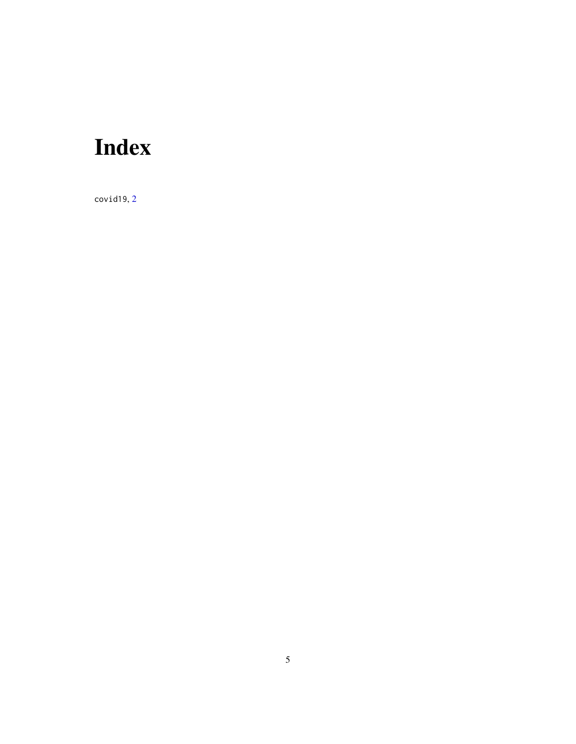# Index

covid19, 2